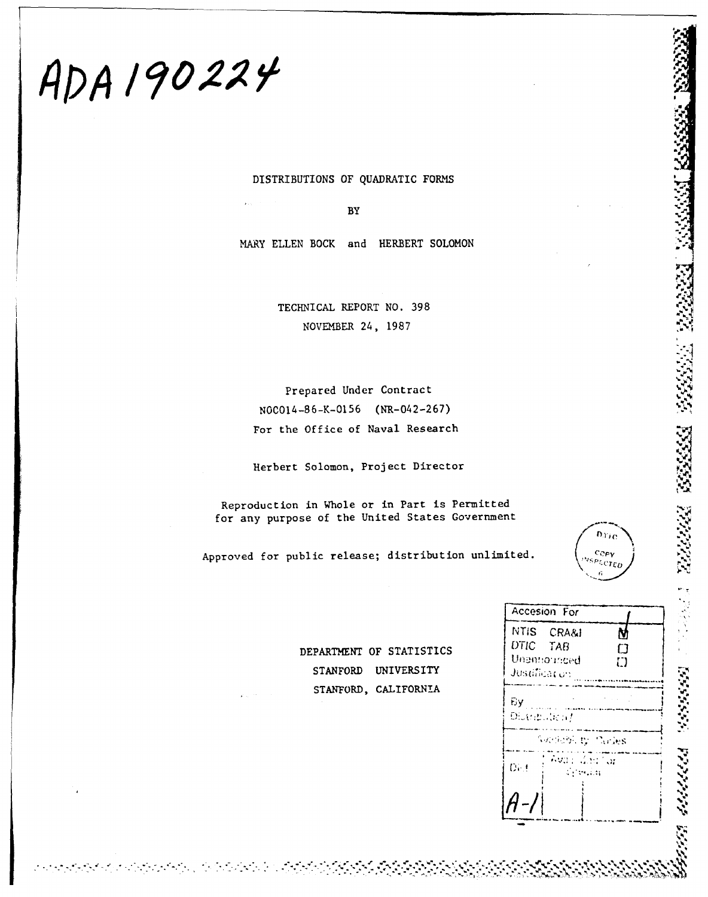ADA 190224

# DISTRIBUTIONS OF QUADRATIC FORMS

BY

MARY ELLEN BOCK and HERBERT SOLOMON

TECHNICAL REPORT NO. 398

NOVEMBER 24, 1987

Prepared Under Contract

N00014-86-K-0156 (NR-042-267)

For the Office of Naval Research

Herbert Solomon, Project Director

Reproduction in Whole or in Part is Permitted
for any purpose of the United States Government

Approved for public release; distribution unlimited.

DEPARTMENT OF STATISTICS

STANFORD UNIVERSITY

STANFORD, CALIFORNIA

| Accesion For | |
|---|---|
| NTIS CRA&I | ☑ |
| DTIC TAB | ☐ |
| Unannounced | ☐ |
| Justification | |
| By | |
| Distribution/ | |
| Availability Codes | |
| Dist | Avail and/or Special |
| A-1 | |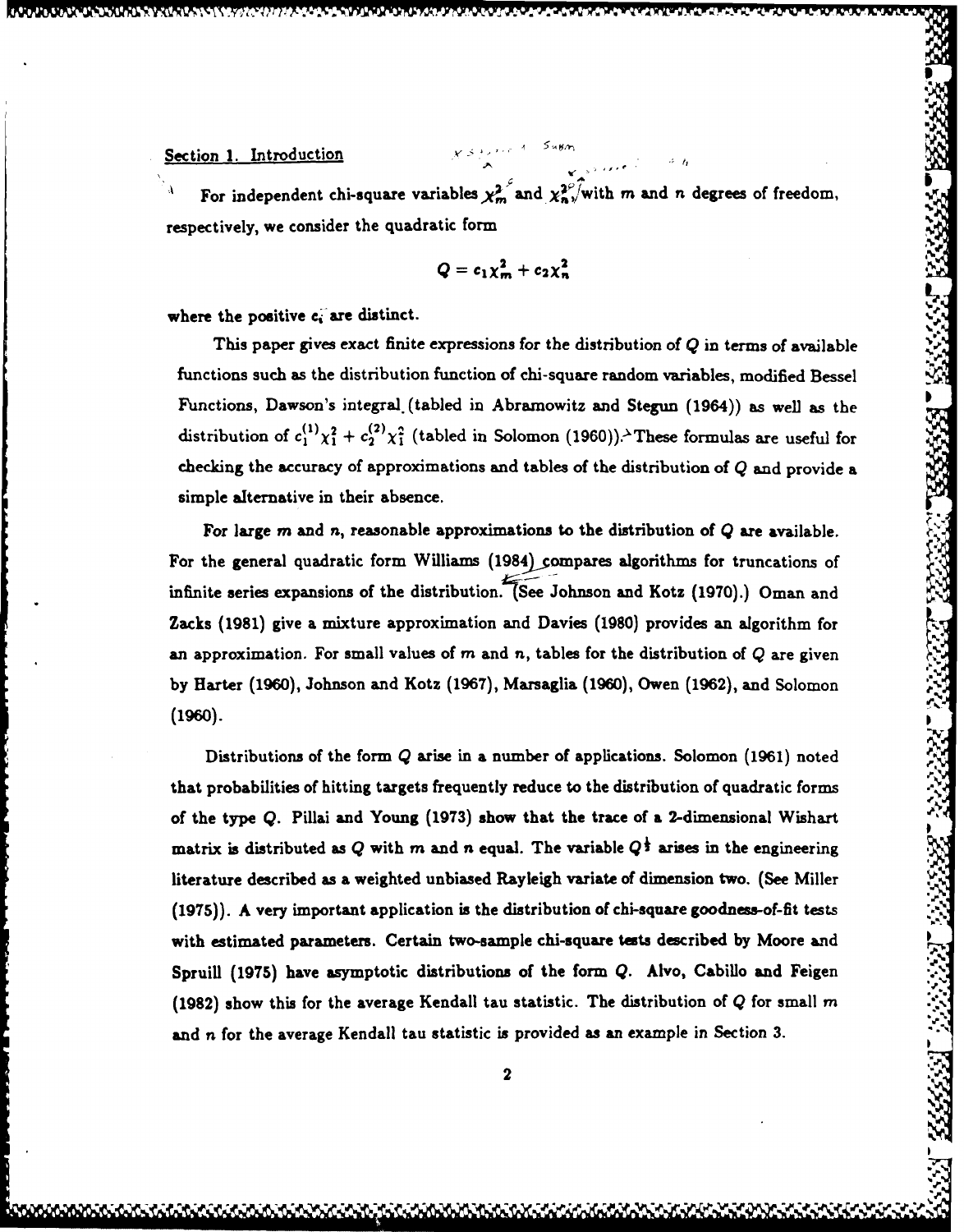## Section 1. Introduction

For independent chi-square variables $\chi_m^2$ and $\chi_n^2$ with $m$ and $n$ degrees of freedom, respectively, we consider the quadratic form

$$Q = c_1 \chi_m^2 + c_2 \chi_n^2$$

where the positive $c_i$ are distinct.

This paper gives exact finite expressions for the distribution of $Q$ in terms of available functions such as the distribution function of chi-square random variables, modified Bessel Functions, Dawson's integral (tabled in Abramowitz and Stegun (1964)) as well as the distribution of $c_1^{(1)}\chi_1^2 + c_2^{(2)}\chi_1^2$ (tabled in Solomon (1960)). These formulas are useful for checking the accuracy of approximations and tables of the distribution of $Q$ and provide a simple alternative in their absence.

For large $m$ and $n$, reasonable approximations to the distribution of $Q$ are available. For the general quadratic form Williams (1984) compares algorithms for truncations of infinite series expansions of the distribution. (See Johnson and Kotz (1970).) Oman and Zacks (1981) give a mixture approximation and Davies (1980) provides an algorithm for an approximation. For small values of $m$ and $n$, tables for the distribution of $Q$ are given by Harter (1960), Johnson and Kotz (1967), Marsaglia (1960), Owen (1962), and Solomon (1960).

Distributions of the form $Q$ arise in a number of applications. Solomon (1961) noted that probabilities of hitting targets frequently reduce to the distribution of quadratic forms of the type $Q$. Pillai and Young (1973) show that the trace of a 2-dimensional Wishart matrix is distributed as $Q$ with $m$ and $n$ equal. The variable $Q^{\frac{1}{2}}$ arises in the engineering literature described as a weighted unbiased Rayleigh variate of dimension two. (See Miller (1975)). A very important application is the distribution of chi-square goodness-of-fit tests with estimated parameters. Certain two-sample chi-square tests described by Moore and Spruill (1975) have asymptotic distributions of the form $Q$. Alvo, Cabillo and Feigen (1982) show this for the average Kendall tau statistic. The distribution of $Q$ for small $m$ and $n$ for the average Kendall tau statistic is provided as an example in Section 3.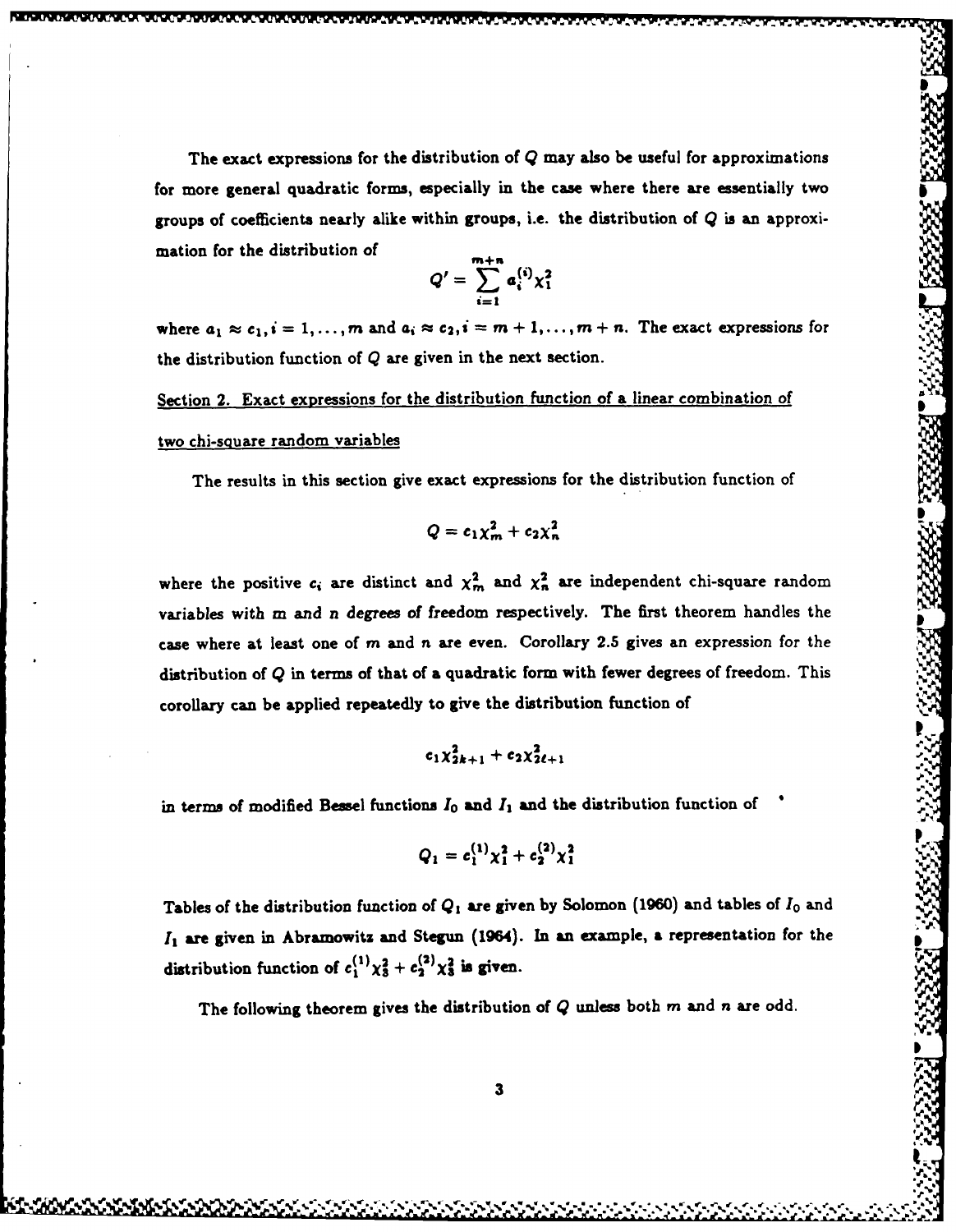The exact expressions for the distribution of $Q$ may also be useful for approximations for more general quadratic forms, especially in the case where there are essentially two groups of coefficients nearly alike within groups, i.e. the distribution of $Q$ is an approximation for the distribution of

$$Q' = \sum_{i=1}^{m+n} a_i^{(i)} \chi_1^2$$

where $a_1 \approx c_1, i = 1, \ldots, m$ and $a_i \approx c_2, i = m+1, \ldots, m+n$. The exact expressions for the distribution function of $Q$ are given in the next section.

## Section 2. Exact expressions for the distribution function of a linear combination of two chi-square random variables

The results in this section give exact expressions for the distribution function of

$$Q = c_1 \chi_m^2 + c_2 \chi_n^2$$

where the positive $c_i$ are distinct and $\chi_m^2$ and $\chi_n^2$ are independent chi-square random variables with $m$ and $n$ degrees of freedom respectively. The first theorem handles the case where at least one of $m$ and $n$ are even. Corollary 2.5 gives an expression for the distribution of $Q$ in terms of that of a quadratic form with fewer degrees of freedom. This corollary can be applied repeatedly to give the distribution function of

$$c_1 \chi_{2k+1}^2 + c_2 \chi_{2\ell+1}^2$$

in terms of modified Bessel functions $I_0$ and $I_1$ and the distribution function of

$$Q_1 = c_1^{(1)} \chi_1^2 + c_2^{(2)} \chi_1^2$$

Tables of the distribution function of $Q_1$ are given by Solomon (1960) and tables of $I_0$ and $I_1$ are given in Abramowitz and Stegun (1964). In an example, a representation for the distribution function of $c_1^{(1)} \chi_3^2 + c_2^{(2)} \chi_3^2$ is given.

The following theorem gives the distribution of $Q$ unless both $m$ and $n$ are odd.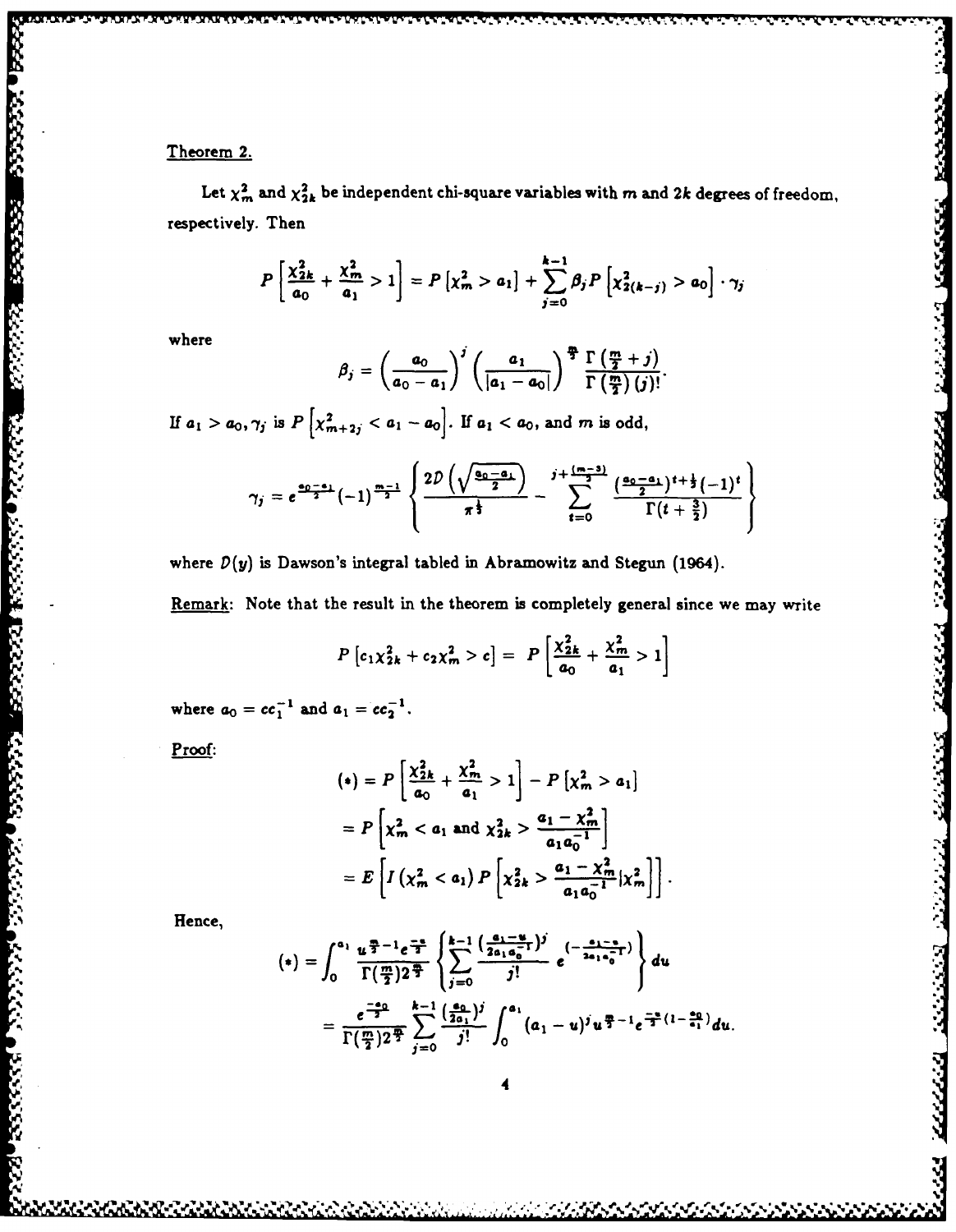Theorem 2.

Let $\chi_m^2$ and $\chi_{2k}^2$ be independent chi-square variables with $m$ and $2k$ degrees of freedom, respectively. Then

$$P\left[\frac{\chi_{2k}^2}{a_0} + \frac{\chi_m^2}{a_1} > 1\right] = P\left[\chi_m^2 > a_1\right] + \sum_{j=0}^{k-1} \beta_j P\left[\chi_{2(k-j)}^2 > a_0\right] \cdot \gamma_j$$

where

$$\beta_j = \left(\frac{a_0}{a_0 - a_1}\right)^j \left(\frac{a_1}{|a_1 - a_0|}\right)^{\frac{m}{2}} \frac{\Gamma\left(\frac{m}{2} + j\right)}{\Gamma\left(\frac{m}{2}\right)(j)!}.$$

If $a_1 > a_0, \gamma_j$ is $P\left[\chi_{m+2j}^2 < a_1 - a_0\right]$. If $a_1 < a_0$, and $m$ is odd,

$$\gamma_j = e^{\frac{a_0 - a_1}{2}} (-1)^{\frac{m-1}{2}} \left\{ \frac{2\mathcal{D}\left(\sqrt{\frac{a_0 - a_1}{2}}\right)}{\pi^{\frac{1}{2}}} - \sum_{t=0}^{j+\frac{(m-3)}{2}} \frac{\left(\frac{a_0 - a_1}{2}\right)^{t+\frac{1}{2}}(-1)^t}{\Gamma(t + \frac{3}{2})} \right\}$$

where $\mathcal{D}(y)$ is Dawson's integral tabled in Abramowitz and Stegun (1964).

Remark: Note that the result in the theorem is completely general since we may write

$$P\left[c_1 \chi_{2k}^2 + c_2 \chi_m^2 > c\right] = P\left[\frac{\chi_{2k}^2}{a_0} + \frac{\chi_m^2}{a_1} > 1\right]$$

where $a_0 = cc_1^{-1}$ and $a_1 = cc_2^{-1}$.

Proof:

$$\begin{aligned}
(*) &= P\left[\frac{\chi_{2k}^2}{a_0} + \frac{\chi_m^2}{a_1} > 1\right] - P\left[\chi_m^2 > a_1\right] \\
&= P\left[\chi_m^2 < a_1 \text{ and } \chi_{2k}^2 > \frac{a_1 - \chi_m^2}{a_1 a_0^{-1}}\right] \\
&= E\left[I\left(\chi_m^2 < a_1\right) P\left[\chi_{2k}^2 > \frac{a_1 - \chi_m^2}{a_1 a_0^{-1}} | \chi_m^2\right]\right].
\end{aligned}$$

Hence,

$$\begin{aligned}
(*) &= \int_0^{a_1} \frac{u^{\frac{m}{2}-1} e^{\frac{-u}{2}}}{\Gamma(\frac{m}{2}) 2^{\frac{m}{2}}} \left\{ \sum_{j=0}^{k-1} \frac{\left(\frac{a_1 - u}{2a_1 a_0^{-1}}\right)^j}{j!} e^{\left(-\frac{a_1 - u}{2a_1 a_0^{-1}}\right)} \right\} du \\
&= \frac{e^{\frac{-a_0}{2}}}{\Gamma(\frac{m}{2}) 2^{\frac{m}{2}}} \sum_{j=0}^{k-1} \frac{\left(\frac{a_0}{2a_1}\right)^j}{j!} \int_0^{a_1} (a_1 - u)^j u^{\frac{m}{2}-1} e^{\frac{-u}{2}\left(1 - \frac{a_0}{a_1}\right)} du.
\end{aligned}$$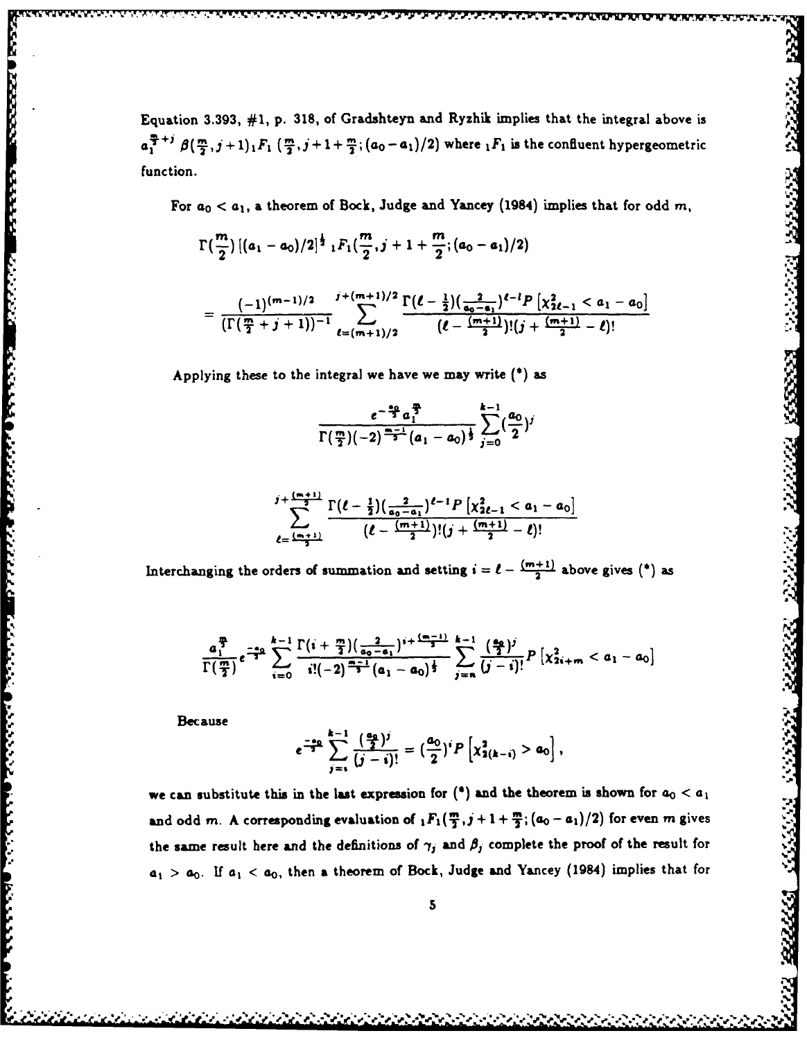Equation 3.393, #1, p. 318, of Gradshteyn and Ryzhik implies that the integral above is $a_1^{\frac{m}{2}+j}\ \beta(\frac{m}{2}, j+1)\,{}_1F_1\ (\frac{m}{2}, j+1+\frac{m}{2}; (a_0-a_1)/2)$ where ${}_1F_1$ is the confluent hypergeometric function.

For $a_0 < a_1$, a theorem of Bock, Judge and Yancey (1984) implies that for odd $m$,

$$\Gamma(\frac{m}{2})\,[(a_1-a_0)/2]^{\frac{1}{2}}\,{}_1F_1(\frac{m}{2}, j+1+\frac{m}{2}; (a_0-a_1)/2)$$

$$= \frac{(-1)^{(m-1)/2}}{(\Gamma(\frac{m}{2}+j+1))^{-1}} \sum_{\ell=(m+1)/2}^{j+(m+1)/2} \frac{\Gamma(\ell-\frac{1}{2})(\frac{2}{a_0-a_1})^{\ell-1} P\left[\chi^2_{2\ell-1} < a_1-a_0\right]}{(\ell-\frac{(m+1)}{2})!(j+\frac{(m+1)}{2}-\ell)!}$$

Applying these to the integral we have we may write (\*) as

$$\frac{e^{-\frac{a_0}{2}} a_1^{\frac{m}{2}}}{\Gamma(\frac{m}{2})(-2)^{\frac{m-1}{2}}(a_1-a_0)^{\frac{1}{2}}} \sum_{j=0}^{k-1} (\frac{a_0}{2})^j$$

$$\sum_{\ell=\frac{(m+1)}{2}}^{j+\frac{(m+1)}{2}} \frac{\Gamma(\ell-\frac{1}{2})(\frac{2}{a_0-a_1})^{\ell-1} P\left[\chi^2_{2\ell-1} < a_1-a_0\right]}{(\ell-\frac{(m+1)}{2})!(j+\frac{(m+1)}{2}-\ell)!}$$

Interchanging the orders of summation and setting $i = \ell - \frac{(m+1)}{2}$ above gives (\*) as

$$\frac{a_1^{\frac{m}{2}}}{\Gamma(\frac{m}{2})} e^{\frac{-a_0}{2}} \sum_{i=0}^{k-1} \frac{\Gamma(i+\frac{m}{2})(\frac{2}{a_0-a_1})^{i+\frac{(m-1)}{2}}}{i!(-2)^{\frac{m-1}{2}}(a_1-a_0)^{\frac{1}{2}}} \sum_{j=i}^{k-1} \frac{(\frac{a_0}{2})^j}{(j-i)!} P\left[\chi^2_{2i+m} < a_1-a_0\right]$$

Because

$$e^{\frac{-a_0}{2}} \sum_{j=i}^{k-1} \frac{(\frac{a_0}{2})^j}{(j-i)!} = (\frac{a_0}{2})^i P\left[\chi^2_{2(k-i)} > a_0\right],$$

we can substitute this in the last expression for (\*) and the theorem is shown for $a_0 < a_1$ and odd $m$. A corresponding evaluation of ${}_1F_1(\frac{m}{2}, j+1+\frac{m}{2}; (a_0-a_1)/2)$ for even $m$ gives the same result here and the definitions of $\gamma_j$ and $\beta_j$ complete the proof of the result for $a_1 > a_0$. If $a_1 < a_0$, then a theorem of Bock, Judge and Yancey (1984) implies that for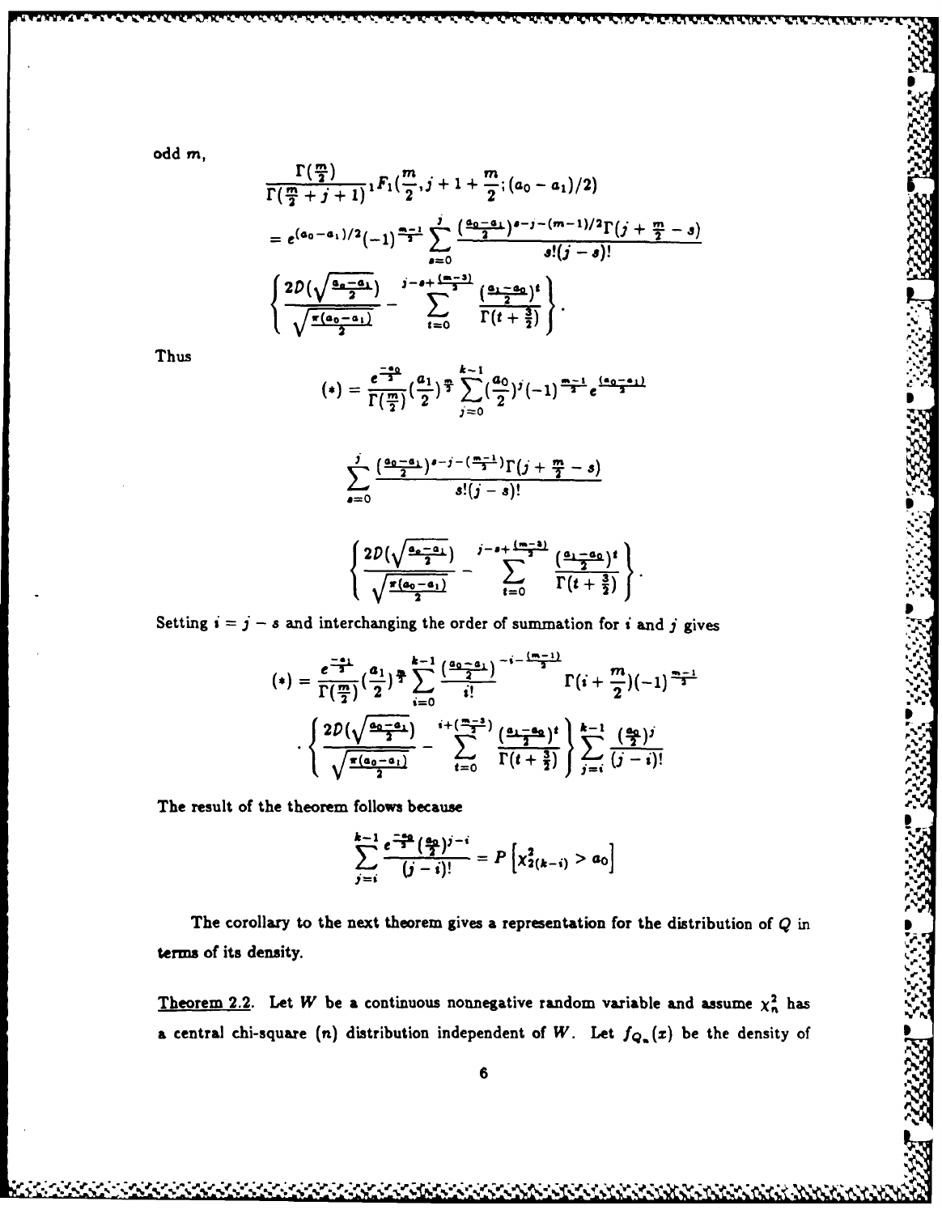odd $m$,

$$\frac{\Gamma(\frac{m}{2})}{\Gamma(\frac{m}{2}+j+1)}\,{}_1F_1\left(\frac{m}{2},j+1+\frac{m}{2};(a_0-a_1)/2\right)$$

$$= e^{(a_0-a_1)/2}(-1)^{\frac{m-1}{2}}\sum_{s=0}^{j}\frac{(\frac{a_0-a_1}{2})^{s-j-(m-1)/2}\Gamma(j+\frac{m}{2}-s)}{s!(j-s)!}$$

$$\left\{\frac{2D(\sqrt{\frac{a_0-a_1}{2}})}{\sqrt{\frac{\pi(a_0-a_1)}{2}}}-\sum_{t=0}^{j-s+\frac{(m-3)}{2}}\frac{(\frac{a_1-a_0}{2})^t}{\Gamma(t+\frac{3}{2})}\right\}.$$

Thus

$$(*)=\frac{e^{\frac{-a_0}{2}}}{\Gamma(\frac{m}{2})}\left(\frac{a_1}{2}\right)^{\frac{m}{2}}\sum_{j=0}^{k-1}\left(\frac{a_0}{2}\right)^j(-1)^{\frac{m-1}{2}}e^{\frac{(a_0-a_1)}{2}}$$

$$\sum_{s=0}^{j}\frac{(\frac{a_0-a_1}{2})^{s-j-(\frac{m-1}{2})}\Gamma(j+\frac{m}{2}-s)}{s!(j-s)!}$$

$$\left\{\frac{2D(\sqrt{\frac{a_0-a_1}{2}})}{\sqrt{\frac{\pi(a_0-a_1)}{2}}}-\sum_{t=0}^{j-s+\frac{(m-3)}{2}}\frac{(\frac{a_1-a_0}{2})^t}{\Gamma(t+\frac{3}{2})}\right\}.$$

Setting $i=j-s$ and interchanging the order of summation for $i$ and $j$ gives

$$(*)=\frac{e^{\frac{-a_1}{2}}}{\Gamma(\frac{m}{2})}\left(\frac{a_1}{2}\right)^{\frac{m}{2}}\sum_{i=0}^{k-1}\frac{(\frac{a_0-a_1}{2})^{-i-\frac{(m-1)}{2}}}{i!}\Gamma\left(i+\frac{m}{2}\right)(-1)^{\frac{m-1}{2}}$$

$$\cdot\left\{\frac{2D(\sqrt{\frac{a_0-a_1}{2}})}{\sqrt{\frac{\pi(a_0-a_1)}{2}}}-\sum_{t=0}^{i+(\frac{m-3}{2})}\frac{(\frac{a_1-a_0}{2})^t}{\Gamma(t+\frac{3}{2})}\right\}\sum_{j=i}^{k-1}\frac{(\frac{a_0}{2})^j}{(j-i)!}$$

The result of the theorem follows because

$$\sum_{j=i}^{k-1}\frac{e^{\frac{-a_0}{2}}(\frac{a_0}{2})^{j-i}}{(j-i)!}=P\left[\chi^2_{2(k-i)}>a_0\right]$$

The corollary to the next theorem gives a representation for the distribution of $Q$ in terms of its density.

Theorem 2.2. Let $W$ be a continuous nonnegative random variable and assume $\chi^2_n$ has a central chi-square $(n)$ distribution independent of $W$. Let $f_{Q_n}(x)$ be the density of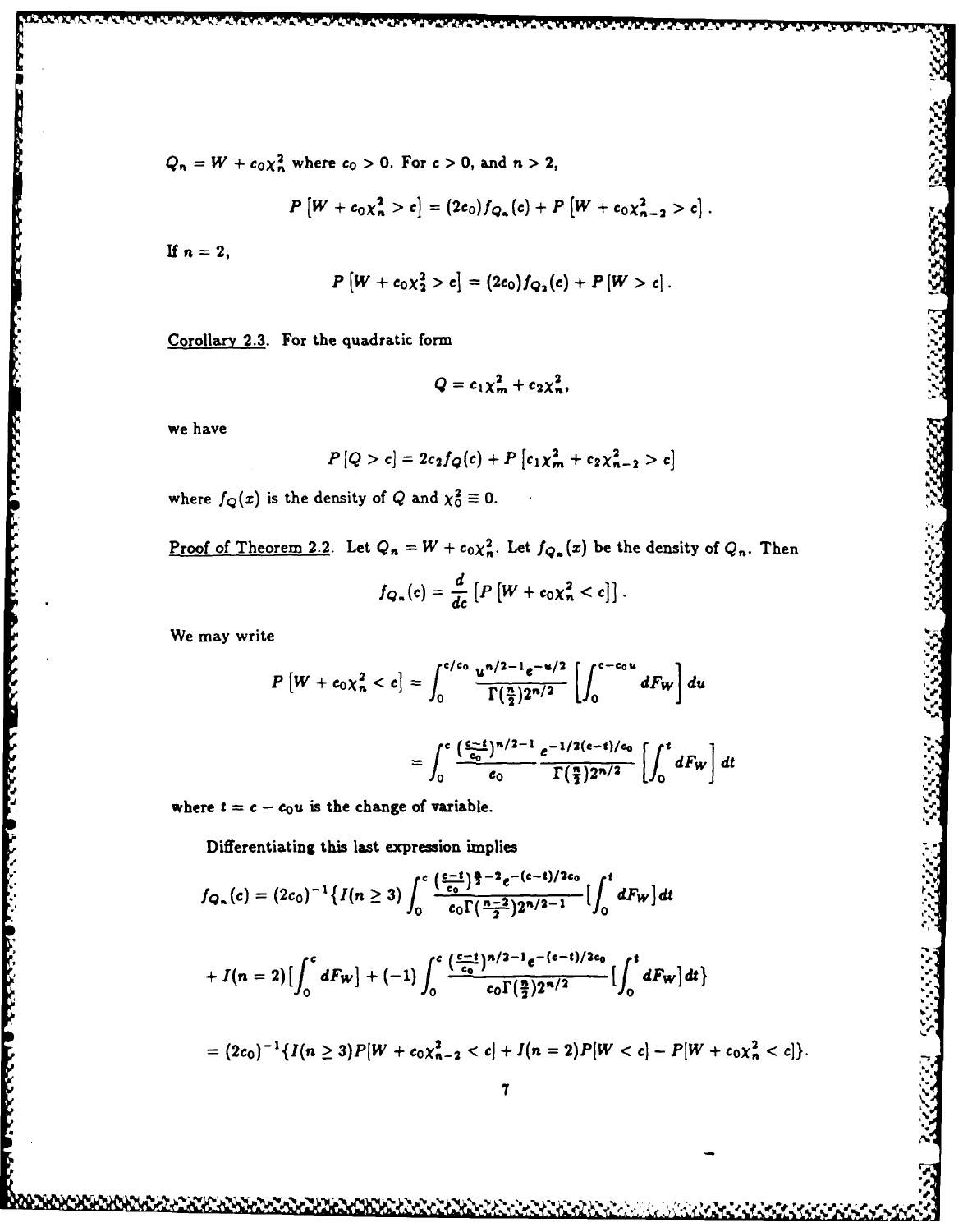$Q_n = W + c_0\chi_n^2$ where $c_0 > 0$. For $c > 0$, and $n > 2$,

$$P\left[W + c_0\chi_n^2 > c\right] = (2c_0) f_{Q_n}(c) + P\left[W + c_0\chi_{n-2}^2 > c\right].$$

If $n = 2$,

$$P\left[W + c_0\chi_2^2 > c\right] = (2c_0) f_{Q_2}(c) + P\left[W > c\right].$$

Corollary 2.3. For the quadratic form

$$Q = c_1\chi_m^2 + c_2\chi_n^2,$$

we have

$$P\left[Q > c\right] = 2c_2 f_Q(c) + P\left[c_1\chi_m^2 + c_2\chi_{n-2}^2 > c\right]$$

where $f_Q(x)$ is the density of $Q$ and $\chi_0^2 \equiv 0$.

Proof of Theorem 2.2. Let $Q_n = W + c_0\chi_n^2$. Let $f_{Q_n}(x)$ be the density of $Q_n$. Then

$$f_{Q_n}(c) = \frac{d}{dc}\left[P\left[W + c_0\chi_n^2 < c\right]\right].$$

We may write

$$P\left[W + c_0\chi_n^2 < c\right] = \int_0^{c/c_0} \frac{u^{n/2-1}e^{-u/2}}{\Gamma(\frac{n}{2})2^{n/2}}\left[\int_0^{c-c_0u} dF_W\right] du$$

$$= \int_0^c \frac{(\frac{c-t}{c_0})^{n/2-1}}{c_0}\frac{e^{-1/2(c-t)/c_0}}{\Gamma(\frac{n}{2})2^{n/2}}\left[\int_0^t dF_W\right] dt$$

where $t = c - c_0u$ is the change of variable.

Differentiating this last expression implies

$$f_{Q_n}(c) = (2c_0)^{-1}\{I(n \geq 3)\int_0^c \frac{(\frac{c-t}{c_0})^{\frac{n}{2}-2}e^{-(c-t)/2c_0}}{c_0\Gamma(\frac{n-2}{2})2^{n/2-1}}[\int_0^t dF_W]dt$$

$$+ I(n=2)[\int_0^c dF_W] + (-1)\int_0^c \frac{(\frac{c-t}{c_0})^{n/2-1}e^{-(c-t)/2c_0}}{c_0\Gamma(\frac{n}{2})2^{n/2}}[\int_0^t dF_W]dt\}$$

$$= (2c_0)^{-1}\{I(n \geq 3)P[W + c_0\chi_{n-2}^2 < c] + I(n=2)P[W < c] - P[W + c_0\chi_n^2 < c]\}.$$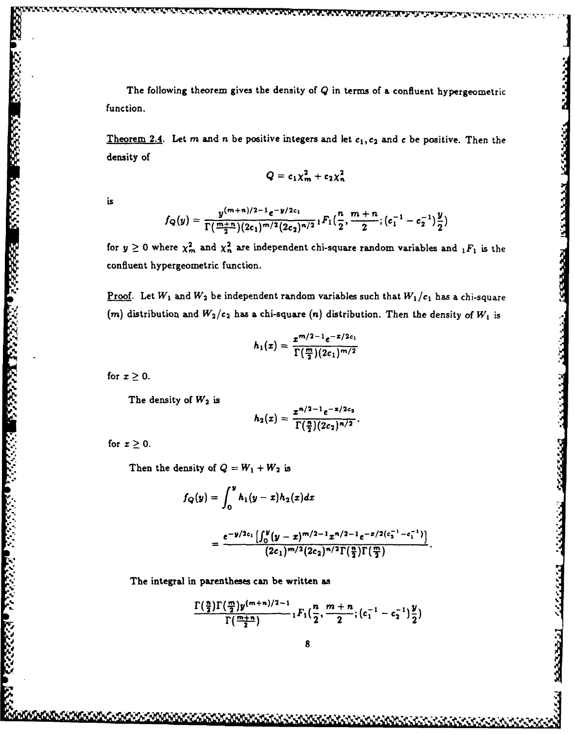The following theorem gives the density of $Q$ in terms of a confluent hypergeometric function.

Theorem 2.4. Let $m$ and $n$ be positive integers and let $c_1, c_2$ and $c$ be positive. Then the density of

$$Q = c_1\chi_m^2 + c_2\chi_n^2$$

is

$$f_Q(y) = \frac{y^{(m+n)/2-1}e^{-y/2c_1}}{\Gamma(\frac{m+n}{2})(2c_1)^{m/2}(2c_2)^{n/2}} {}_1F_1(\frac{n}{2}, \frac{m+n}{2}; (c_1^{-1} - c_2^{-1})\frac{y}{2})$$

for $y \geq 0$ where $\chi_m^2$ and $\chi_n^2$ are independent chi-square random variables and ${}_1F_1$ is the confluent hypergeometric function.

Proof. Let $W_1$ and $W_2$ be independent random variables such that $W_1/c_1$ has a chi-square $(m)$ distribution and $W_2/c_2$ has a chi-square $(n)$ distribution. Then the density of $W_1$ is

$$h_1(x) = \frac{x^{m/2-1}e^{-x/2c_1}}{\Gamma(\frac{m}{2})(2c_1)^{m/2}}$$

for $x \geq 0$.

The density of $W_2$ is

$$h_2(x) = \frac{x^{n/2-1}e^{-x/2c_2}}{\Gamma(\frac{n}{2})(2c_2)^{n/2}}.$$

for $x \geq 0$.

Then the density of $Q = W_1 + W_2$ is

$$f_Q(y) = \int_0^y h_1(y-x)h_2(x)dx$$

$$= \frac{e^{-y/2c_1}\left[\int_0^y (y-x)^{m/2-1}x^{n/2-1}e^{-x/2(c_2^{-1}-c_1^{-1})}\right]}{(2c_1)^{m/2}(2c_2)^{n/2}\Gamma(\frac{n}{2})\Gamma(\frac{m}{2})}.$$

The integral in parentheses can be written as

$$\frac{\Gamma(\frac{n}{2})\Gamma(\frac{m}{2})y^{(m+n)/2-1}}{\Gamma(\frac{m+n}{2})} {}_1F_1(\frac{n}{2}, \frac{m+n}{2}; (c_1^{-1} - c_2^{-1})\frac{y}{2})$$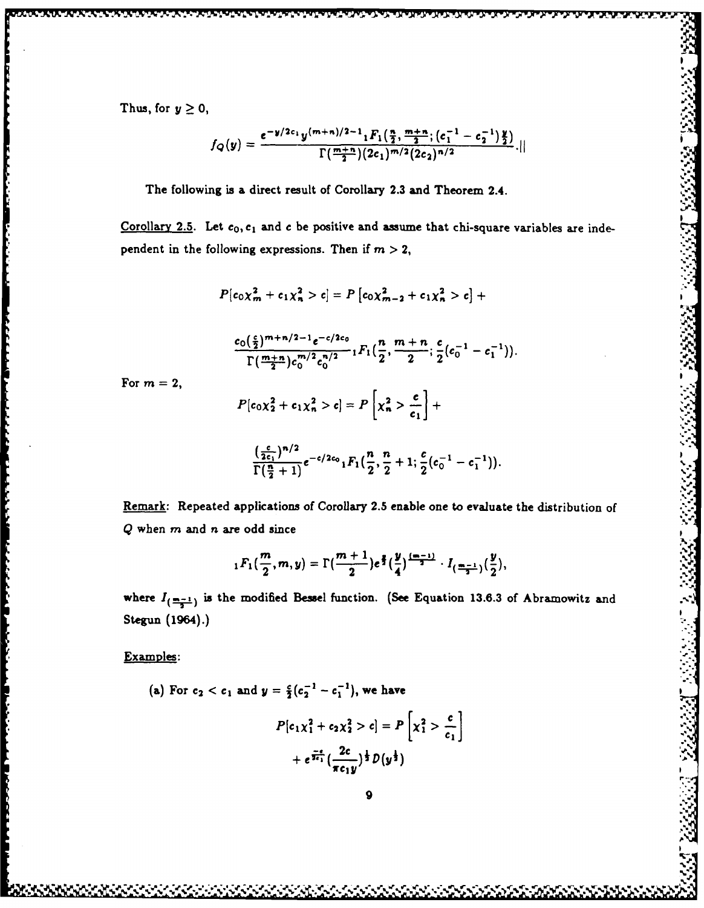Thus, for $y \geq 0$,

$$f_Q(y) = \frac{e^{-y/2c_1} y^{(m+n)/2-1} {}_1F_1(\frac{n}{2}, \frac{m+n}{2}; (c_1^{-1} - c_2^{-1})\frac{y}{2})}{\Gamma(\frac{m+n}{2})(2c_1)^{m/2}(2c_2)^{n/2}}. ||$$

The following is a direct result of Corollary 2.3 and Theorem 2.4.

Corollary 2.5. Let $c_0, c_1$ and $c$ be positive and assume that chi-square variables are independent in the following expressions. Then if $m > 2$,

$$P[c_0\chi_m^2 + c_1\chi_n^2 > c] = P\left[c_0\chi_{m-2}^2 + c_1\chi_n^2 > c\right] +$$

$$\frac{c_0(\frac{c}{2})^{m+n/2-1} e^{-c/2c_0}}{\Gamma(\frac{m+n}{2}) c_0^{m/2} c_0^{n/2}} {}_1F_1(\frac{n}{2}, \frac{m+n}{2}; \frac{c}{2}(c_0^{-1} - c_1^{-1})).$$

For $m = 2$,

$$P[c_0\chi_2^2 + c_1\chi_n^2 > c] = P\left[\chi_n^2 > \frac{c}{c_1}\right] +$$

$$\frac{(\frac{c}{2c_1})^{n/2}}{\Gamma(\frac{n}{2}+1)} e^{-c/2c_0} {}_1F_1(\frac{n}{2}, \frac{n}{2}+1; \frac{c}{2}(c_0^{-1} - c_1^{-1})).$$

Remark: Repeated applications of Corollary 2.5 enable one to evaluate the distribution of $Q$ when $m$ and $n$ are odd since

$${}_1F_1(\frac{m}{2}, m, y) = \Gamma(\frac{m+1}{2}) e^{\frac{y}{2}} (\frac{y}{4})^{\frac{(m-1)}{2}} \cdot I_{(\frac{m-1}{2})}(\frac{y}{2}),$$

where $I_{(\frac{m-1}{2})}$ is the modified Bessel function. (See Equation 13.6.3 of Abramowitz and Stegun (1964).)

Examples:

(a) For $c_2 < c_1$ and $y = \frac{c}{2}(c_2^{-1} - c_1^{-1})$, we have

$$P[c_1\chi_1^2 + c_2\chi_2^2 > c] = P\left[\chi_1^2 > \frac{c}{c_1}\right]$$

$$+ e^{\frac{-c}{2c_1}} (\frac{2c}{\pi c_1 y})^{\frac{1}{2}} D(y^{\frac{1}{2}})$$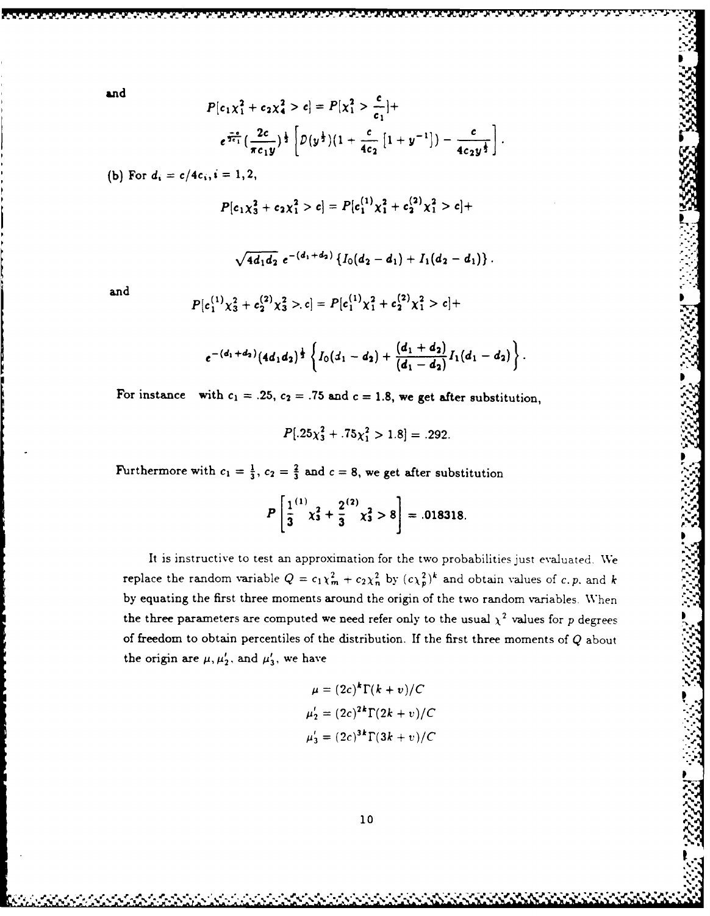and

$$P[c_1\chi_1^2 + c_2\chi_4^2 > c] = P[\chi_1^2 > \frac{c}{c_1}] +$$

$$e^{\frac{-c}{2c_1}}(\frac{2c}{\pi c_1 y})^{\frac{1}{2}} \left[D(y^{\frac{1}{2}})(1 + \frac{c}{4c_2}[1 + y^{-1}]) - \frac{c}{4c_2 y^{\frac{1}{2}}}\right].$$

(b) For $d_i = c/4c_i, i = 1, 2$,

$$P[c_1\chi_3^2 + c_2\chi_1^2 > c] = P[c_1^{(1)}\chi_1^2 + c_2^{(2)}\chi_1^2 > c] +$$

$$\sqrt{4d_1d_2}\, e^{-(d_1+d_2)} \{I_0(d_2 - d_1) + I_1(d_2 - d_1)\}.$$

and

$$P[c_1^{(1)}\chi_3^2 + c_2^{(2)}\chi_3^2 >. c] = P[c_1^{(1)}\chi_1^2 + c_2^{(2)}\chi_1^2 > c] +$$

$$e^{-(d_1+d_2)}(4d_1d_2)^{\frac{1}{2}} \left\{I_0(d_1 - d_2) + \frac{(d_1 + d_2)}{(d_1 - d_2)} I_1(d_1 - d_2)\right\}.$$

For instance with $c_1 = .25$, $c_2 = .75$ and $c = 1.8$, we get after substitution,

$$P[.25\chi_3^2 + .75\chi_1^2 > 1.8] = .292.$$

Furthermore with $c_1 = \frac{1}{3}$, $c_2 = \frac{2}{3}$ and $c = 8$, we get after substitution

$$P\left[\frac{1}{3}^{(1)}\chi_3^2 + \frac{2}{3}^{(2)}\chi_3^2 > 8\right] = .018318.$$

It is instructive to test an approximation for the two probabilities just evaluated. We replace the random variable $Q = c_1\chi_m^2 + c_2\chi_n^2$ by $(c\chi_p^2)^k$ and obtain values of $c$, $p$, and $k$ by equating the first three moments around the origin of the two random variables. When the three parameters are computed we need refer only to the usual $\chi^2$ values for $p$ degrees of freedom to obtain percentiles of the distribution. If the first three moments of $Q$ about the origin are $\mu, \mu_2'$, and $\mu_3'$, we have

$$\mu = (2c)^k \Gamma(k + v)/C$$

$$\mu_2' = (2c)^{2k} \Gamma(2k + v)/C$$

$$\mu_3' = (2c)^{3k} \Gamma(3k + v)/C$$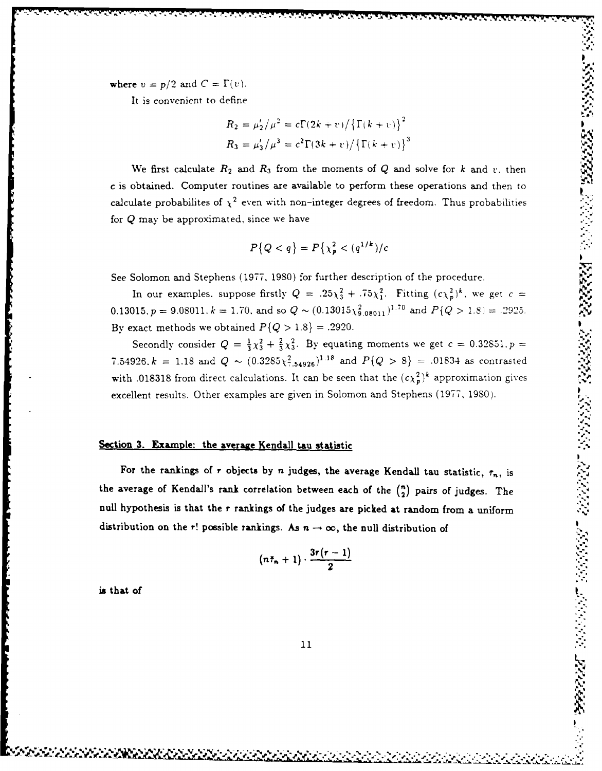where $v = p/2$ and $C = \Gamma(v)$.

It is convenient to define

$$R_2 = \mu_2'/\mu^2 = c\Gamma(2k+v)/\{\Gamma(k+v)\}^2$$
$$R_3 = \mu_3'/\mu^3 = c^2\Gamma(3k+v)/\{\Gamma(k+v)\}^3$$

We first calculate $R_2$ and $R_3$ from the moments of $Q$ and solve for $k$ and $v$, then $c$ is obtained. Computer routines are available to perform these operations and then to calculate probabilites of $\chi^2$ even with non-integer degrees of freedom. Thus probabilities for $Q$ may be approximated, since we have

$$P\{Q < q\} = P\{\chi_p^2 < (q^{1/k})/c$$

See Solomon and Stephens (1977, 1980) for further description of the procedure.

In our examples, suppose firstly $Q = .25\chi_3^2 + .75\chi_1^2$. Fitting $(c\chi_p^2)^k$, we get $c = 0.13015, p = 9.08011, k = 1.70$, and so $Q \sim (0.13015\chi_{9.08011}^2)^{1.70}$ and $P\{Q > 1.8\} = .2925$. By exact methods we obtained $P\{Q > 1.8\} = .2920$.

Secondly consider $Q = \frac{1}{3}\chi_3^2 + \frac{2}{3}\chi_3^2$. By equating moments we get $c = 0.32851, p = 7.54926, k = 1.18$ and $Q \sim (0.3285\chi_{7.54926}^2)^{1.18}$ and $P\{Q > 8\} = .01834$ as contrasted with .018318 from direct calculations. It can be seen that the $(c\chi_p^2)^k$ approximation gives excellent results. Other examples are given in Solomon and Stephens (1977, 1980).

## Section 3. Example: the average Kendall tau statistic

For the rankings of $r$ objects by $n$ judges, the average Kendall tau statistic, $\bar{\tau}_n$, is the average of Kendall's rank correlation between each of the $\binom{n}{2}$ pairs of judges. The null hypothesis is that the $r$ rankings of the judges are picked at random from a uniform distribution on the $r!$ possible rankings. As $n \to \infty$, the null distribution of

$$(n\bar{\tau}_n + 1) \cdot \frac{3r(r-1)}{2}$$

is that of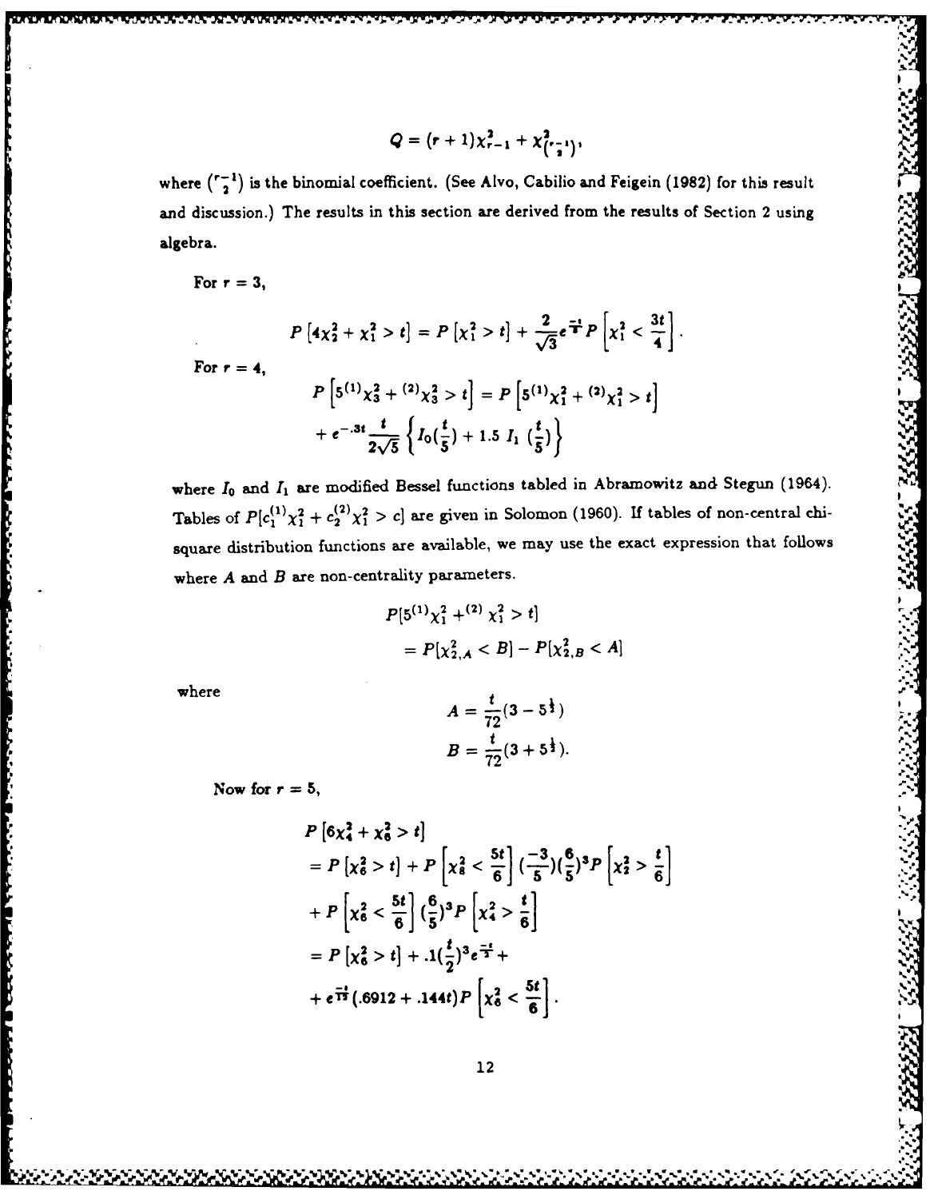$$Q = (r+1)\chi^2_{r-1} + \chi^2_{\binom{r-1}{2}},$$

where $\binom{r-1}{2}$ is the binomial coefficient. (See Alvo, Cabilio and Feigein (1982) for this result and discussion.) The results in this section are derived from the results of Section 2 using algebra.

For $r = 3$,

$$P\left[4\chi^2_2 + \chi^2_1 > t\right] = P\left[\chi^2_1 > t\right] + \frac{2}{\sqrt{3}} e^{\frac{-t}{8}} P\left[\chi^2_1 < \frac{3t}{4}\right].$$

For $r = 4$,

$$P\left[5^{(1)}\chi^2_3 + {}^{(2)}\chi^2_3 > t\right] = P\left[5^{(1)}\chi^2_1 + {}^{(2)}\chi^2_1 > t\right]$$

$$+ e^{-.3t} \frac{t}{2\sqrt{5}} \left\{ I_0\left(\frac{t}{5}\right) + 1.5\ I_1\ \left(\frac{t}{5}\right) \right\}$$

where $I_0$ and $I_1$ are modified Bessel functions tabled in Abramowitz and Stegun (1964). Tables of $P[c_1^{(1)}\chi^2_1 + c_2^{(2)}\chi^2_1 > c]$ are given in Solomon (1960). If tables of non-central chi-square distribution functions are available, we may use the exact expression that follows where $A$ and $B$ are non-centrality parameters.

$$P[5^{(1)}\chi^2_1 +^{(2)} \chi^2_1 > t]$$

$$= P[\chi^2_{2,A} < B] - P[\chi^2_{2,B} < A]$$

where

$$A = \frac{t}{72}(3 - 5^{\frac{1}{2}})$$

$$B = \frac{t}{72}(3 + 5^{\frac{1}{2}}).$$

Now for $r = 5$,

$$P\left[6\chi^2_4 + \chi^2_6 > t\right]$$

$$= P\left[\chi^2_6 > t\right] + P\left[\chi^2_6 < \frac{5t}{6}\right] \left(\frac{-3}{5}\right)\left(\frac{6}{5}\right)^3 P\left[\chi^2_2 > \frac{t}{6}\right]$$

$$+ P\left[\chi^2_6 < \frac{5t}{6}\right] \left(\frac{6}{5}\right)^3 P\left[\chi^2_4 > \frac{t}{6}\right]$$

$$= P\left[\chi^2_6 > t\right] + .1\left(\frac{t}{2}\right)^3 e^{\frac{-t}{2}} +$$

$$+ e^{\frac{-t}{12}}(.6912 + .144t) P\left[\chi^2_6 < \frac{5t}{6}\right].$$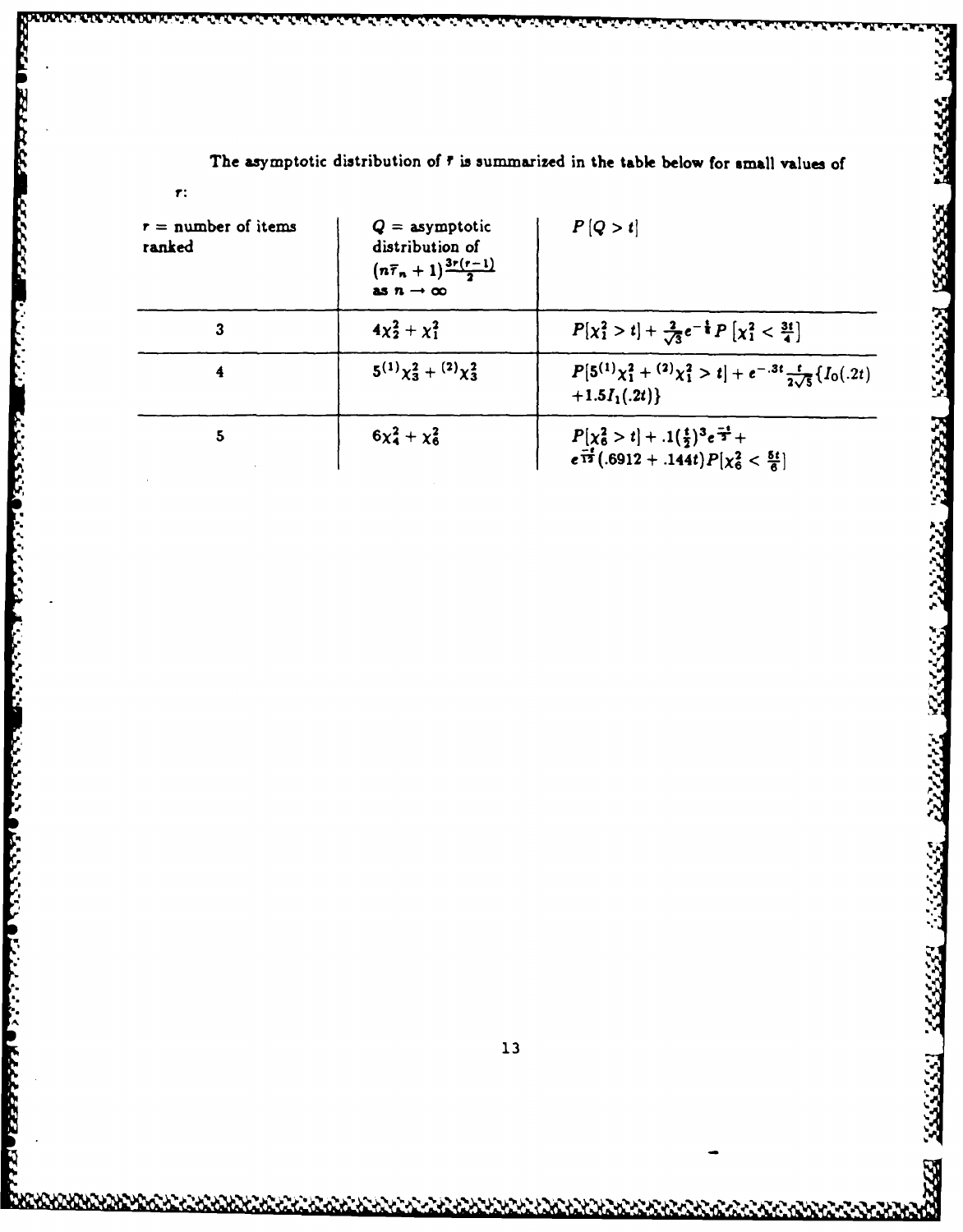The asymptotic distribution of $\bar{\tau}$ is summarized in the table below for small values of $r$:

| $r$ = number of items ranked | $Q$ = asymptotic distribution of $(n\bar{\tau}_n + 1)\frac{3r(r-1)}{2}$ as $n \to \infty$ | $P[Q > t]$ |
|---|---|---|
| 3 | $4\chi_2^2 + \chi_1^2$ | $P[\chi_1^2 > t] + \frac{2}{\sqrt{3}} e^{-\frac{t}{8}} P\left[\chi_1^2 < \frac{3t}{4}\right]$ |
| 4 | $5^{(1)}\chi_3^2 + {}^{(2)}\chi_3^2$ | $P[5^{(1)}\chi_1^2 + {}^{(2)}\chi_1^2 > t] + e^{-.3t}\frac{t}{2\sqrt{5}}\{I_0(.2t)$ $+1.5I_1(.2t)\}$ |
| 5 | $6\chi_4^2 + \chi_6^2$ | $P[\chi_6^2 > t] + .1(\frac{t}{2})^3 e^{\frac{-t}{2}} +$ $e^{\frac{-t}{12}}(.6912 + .144t)P[\chi_6^2 < \frac{5t}{6}]$ |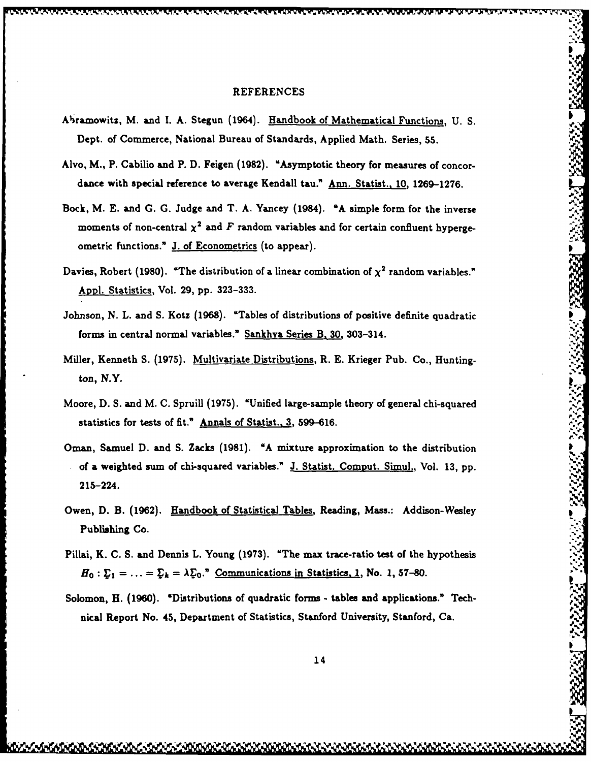# REFERENCES

Abramowitz, M. and I. A. Stegun (1964). Handbook of Mathematical Functions, U. S. Dept. of Commerce, National Bureau of Standards, Applied Math. Series, 55.

Alvo, M., P. Cabilio and P. D. Feigen (1982). "Asymptotic theory for measures of concordance with special reference to average Kendall tau." Ann. Statist., 10, 1269–1276.

Bock, M. E. and G. G. Judge and T. A. Yancey (1984). "A simple form for the inverse moments of non-central $\chi^2$ and $F$ random variables and for certain confluent hypergeometric functions." J. of Econometrics (to appear).

Davies, Robert (1980). "The distribution of a linear combination of $\chi^2$ random variables." Appl. Statistics, Vol. 29, pp. 323–333.

Johnson, N. L. and S. Kotz (1968). "Tables of distributions of positive definite quadratic forms in central normal variables." Sankhya Series B, 30, 303–314.

Miller, Kenneth S. (1975). Multivariate Distributions, R. E. Krieger Pub. Co., Huntington, N.Y.

Moore, D. S. and M. C. Spruill (1975). "Unified large-sample theory of general chi-squared statistics for tests of fit." Annals of Statist., 3, 599–616.

Oman, Samuel D. and S. Zacks (1981). "A mixture approximation to the distribution of a weighted sum of chi-squared variables." J. Statist. Comput. Simul., Vol. 13, pp. 215–224.

Owen, D. B. (1962). Handbook of Statistical Tables, Reading, Mass.: Addison-Wesley Publishing Co.

Pillai, K. C. S. and Dennis L. Young (1973). "The max trace-ratio test of the hypothesis $H_0 : \Sigma_1 = \ldots = \Sigma_k = \lambda\Sigma_0$." Communications in Statistics, 1, No. 1, 57–80.

Solomon, H. (1960). "Distributions of quadratic forms - tables and applications." Technical Report No. 45, Department of Statistics, Stanford University, Stanford, Ca.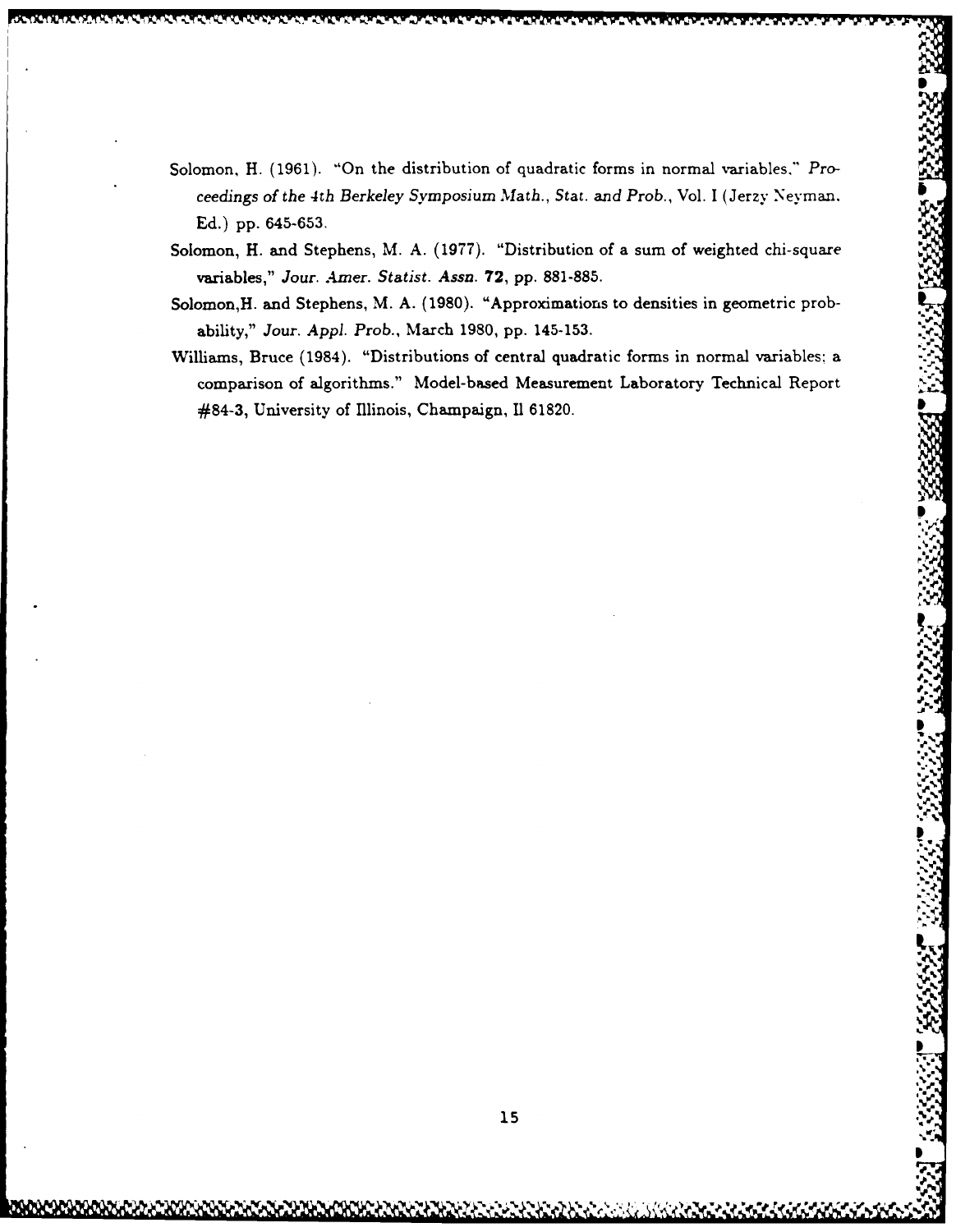Solomon, H. (1961). "On the distribution of quadratic forms in normal variables," *Proceedings of the 4th Berkeley Symposium Math., Stat. and Prob.*, Vol. I (Jerzy Neyman, Ed.) pp. 645-653.

Solomon, H. and Stephens, M. A. (1977). "Distribution of a sum of weighted chi-square variables," *Jour. Amer. Statist. Assn.* **72**, pp. 881-885.

Solomon,H. and Stephens, M. A. (1980). "Approximations to densities in geometric probability," *Jour. Appl. Prob.*, March 1980, pp. 145-153.

Williams, Bruce (1984). "Distributions of central quadratic forms in normal variables; a comparison of algorithms." Model-based Measurement Laboratory Technical Report #84-3, University of Illinois, Champaign, Il 61820.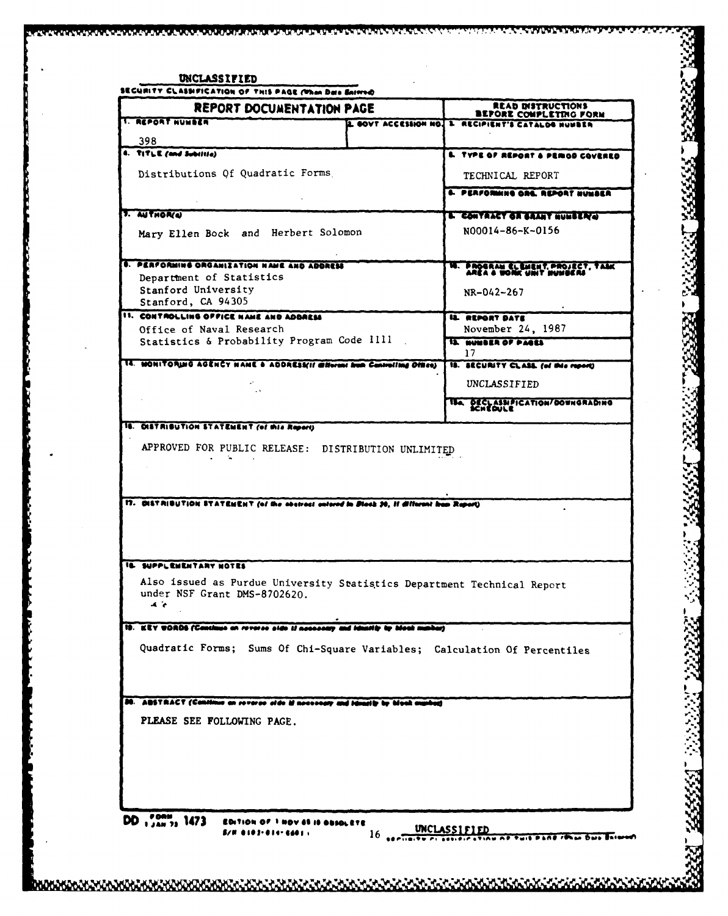UNCLASSIFIED

SECURITY CLASSIFICATION OF THIS PAGE (When Data Entered)

| REPORT DOCUMENTATION PAGE | | READ INSTRUCTIONS BEFORE COMPLETING FORM |
|---|---|---|
| 1. REPORT NUMBER<br>398 | 2. GOVT ACCESSION NO. | 3. RECIPIENT'S CATALOG NUMBER |
| 4. TITLE (and Subtitle)<br>Distributions Of Quadratic Forms | | 5. TYPE OF REPORT & PERIOD COVERED<br>TECHNICAL REPORT |
| | | 6. PERFORMING ORG. REPORT NUMBER |
| 7. AUTHOR(s)<br>Mary Ellen Bock and Herbert Solomon | | 8. CONTRACT OR GRANT NUMBER(s)<br>N00014-86-K-0156 |
| 9. PERFORMING ORGANIZATION NAME AND ADDRESS<br>Department of Statistics<br>Stanford University<br>Stanford, CA 94305 | | 10. PROGRAM ELEMENT, PROJECT, TASK AREA & WORK UNIT NUMBERS<br>NR-042-267 |
| 11. CONTROLLING OFFICE NAME AND ADDRESS<br>Office of Naval Research<br>Statistics & Probability Program Code 1111 | | 12. REPORT DATE<br>November 24, 1987 |
| | | 13. NUMBER OF PAGES<br>17 |
| 14. MONITORING AGENCY NAME & ADDRESS (if different from Controlling Office) | | 15. SECURITY CLASS. (of this report)<br>UNCLASSIFIED |
| | | 15a. DECLASSIFICATION/DOWNGRADING SCHEDULE |
| 16. DISTRIBUTION STATEMENT (of this Report)<br>APPROVED FOR PUBLIC RELEASE: DISTRIBUTION UNLIMITED | | |
| 17. DISTRIBUTION STATEMENT (of the abstract entered in Block 20, if different from Report) | | |
| 18. SUPPLEMENTARY NOTES<br>Also issued as Purdue University Statistics Department Technical Report under NSF Grant DMS-8702620. | | |
| 19. KEY WORDS (Continue on reverse side if necessary and identify by block number)<br>Quadratic Forms; Sums Of Chi-Square Variables; Calculation Of Percentiles | | |
| 20. ABSTRACT (Continue on reverse side if necessary and identify by block number)<br>PLEASE SEE FOLLOWING PAGE. | | |

DD FORM 1473, 1 JAN 73 EDITION OF 1 NOV 65 IS OBSOLETE
S/N 0102-014-6601

UNCLASSIFIED

SECURITY CLASSIFICATION OF THIS PAGE (When Data Entered)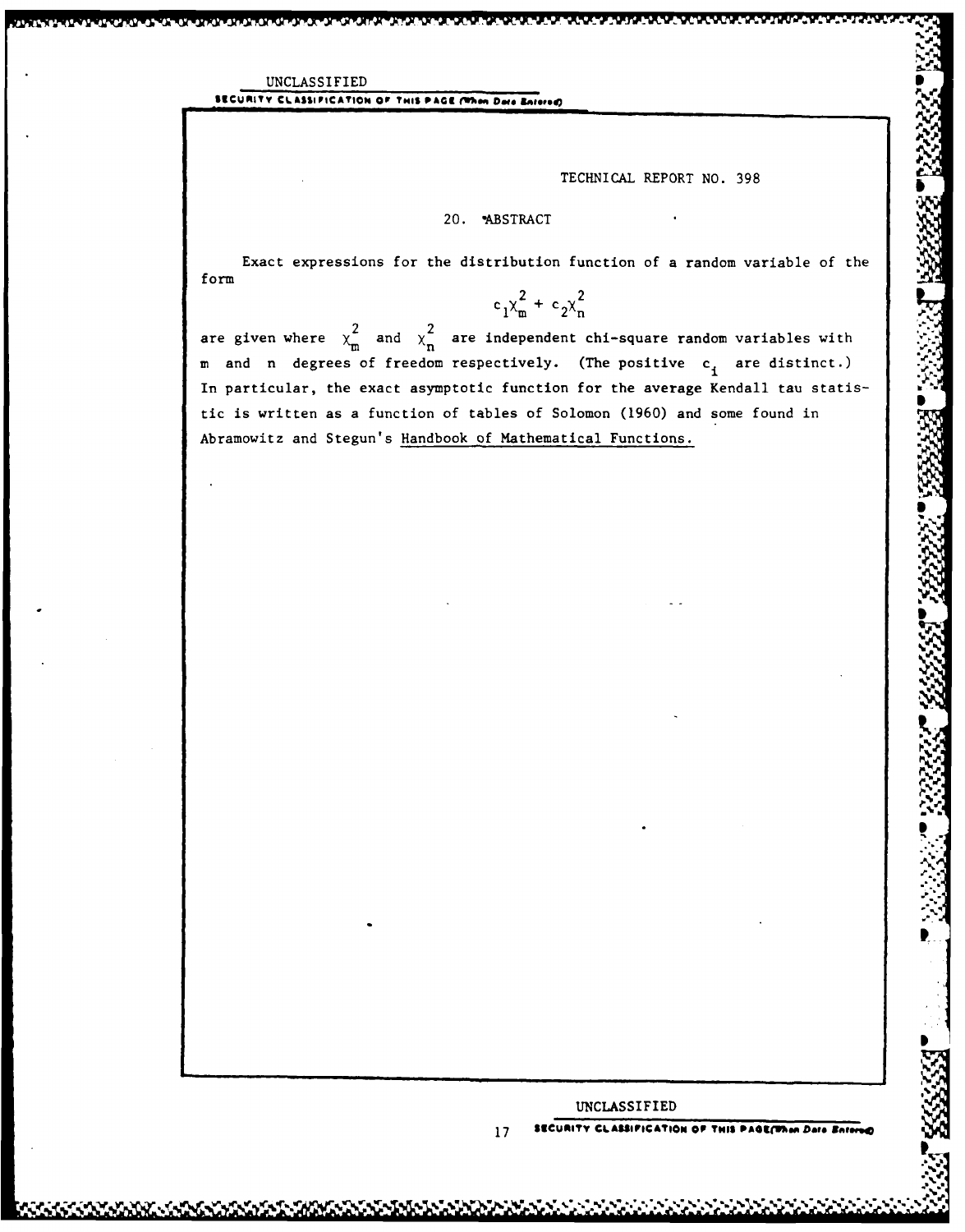UNCLASSIFIED

SECURITY CLASSIFICATION OF THIS PAGE (When Data Entered)

TECHNICAL REPORT NO. 398

20. ABSTRACT

Exact expressions for the distribution function of a random variable of the form

$$c_1\chi_m^2 + c_2\chi_n^2$$

are given where $\chi_m^2$ and $\chi_n^2$ are independent chi-square random variables with $m$ and $n$ degrees of freedom respectively. (The positive $c_i$ are distinct.) In particular, the exact asymptotic function for the average Kendall tau statistic is written as a function of tables of Solomon (1960) and some found in Abramowitz and Stegun's Handbook of Mathematical Functions.

UNCLASSIFIED

SECURITY CLASSIFICATION OF THIS PAGE (When Data Entered)